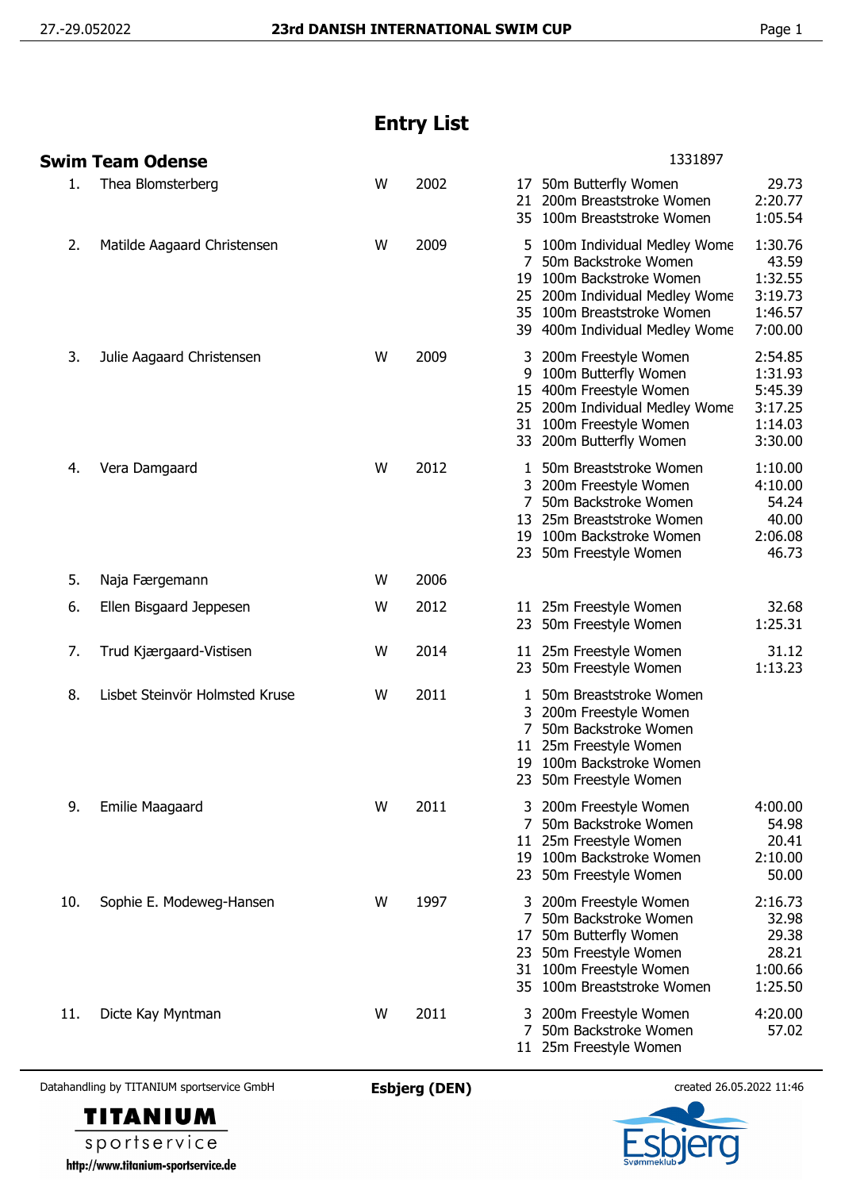# Entry List

## Swim Team Odense

1331897

| No. | Name | Sex | Year | Event | Discipline | Time |
|---|---|---|---|---|---|---|
| 1. | Thea Blomsterberg | W | 2002 | 17 | 50m Butterfly Women | 29.73 |
| | | | | 21 | 200m Breaststroke Women | 2:20.77 |
| | | | | 35 | 100m Breaststroke Women | 1:05.54 |
| 2. | Matilde Aagaard Christensen | W | 2009 | 5 | 100m Individual Medley Wome | 1:30.76 |
| | | | | 7 | 50m Backstroke Women | 43.59 |
| | | | | 19 | 100m Backstroke Women | 1:32.55 |
| | | | | 25 | 200m Individual Medley Wome | 3:19.73 |
| | | | | 35 | 100m Breaststroke Women | 1:46.57 |
| | | | | 39 | 400m Individual Medley Wome | 7:00.00 |
| 3. | Julie Aagaard Christensen | W | 2009 | 3 | 200m Freestyle Women | 2:54.85 |
| | | | | 9 | 100m Butterfly Women | 1:31.93 |
| | | | | 15 | 400m Freestyle Women | 5:45.39 |
| | | | | 25 | 200m Individual Medley Wome | 3:17.25 |
| | | | | 31 | 100m Freestyle Women | 1:14.03 |
| | | | | 33 | 200m Butterfly Women | 3:30.00 |
| 4. | Vera Damgaard | W | 2012 | 1 | 50m Breaststroke Women | 1:10.00 |
| | | | | 3 | 200m Freestyle Women | 4:10.00 |
| | | | | 7 | 50m Backstroke Women | 54.24 |
| | | | | 13 | 25m Breaststroke Women | 40.00 |
| | | | | 19 | 100m Backstroke Women | 2:06.08 |
| | | | | 23 | 50m Freestyle Women | 46.73 |
| 5. | Naja Færgemann | W | 2006 | | | |
| 6. | Ellen Bisgaard Jeppesen | W | 2012 | 11 | 25m Freestyle Women | 32.68 |
| | | | | 23 | 50m Freestyle Women | 1:25.31 |
| 7. | Trud Kjærgaard-Vistisen | W | 2014 | 11 | 25m Freestyle Women | 31.12 |
| | | | | 23 | 50m Freestyle Women | 1:13.23 |
| 8. | Lisbet Steinvör Holmsted Kruse | W | 2011 | 1 | 50m Breaststroke Women | |
| | | | | 3 | 200m Freestyle Women | |
| | | | | 7 | 50m Backstroke Women | |
| | | | | 11 | 25m Freestyle Women | |
| | | | | 19 | 100m Backstroke Women | |
| | | | | 23 | 50m Freestyle Women | |
| 9. | Emilie Maagaard | W | 2011 | 3 | 200m Freestyle Women | 4:00.00 |
| | | | | 7 | 50m Backstroke Women | 54.98 |
| | | | | 11 | 25m Freestyle Women | 20.41 |
| | | | | 19 | 100m Backstroke Women | 2:10.00 |
| | | | | 23 | 50m Freestyle Women | 50.00 |
| 10. | Sophie E. Modeweg-Hansen | W | 1997 | 3 | 200m Freestyle Women | 2:16.73 |
| | | | | 7 | 50m Backstroke Women | 32.98 |
| | | | | 17 | 50m Butterfly Women | 29.38 |
| | | | | 23 | 50m Freestyle Women | 28.21 |
| | | | | 31 | 100m Freestyle Women | 1:00.66 |
| | | | | 35 | 100m Breaststroke Women | 1:25.50 |
| 11. | Dicte Kay Myntman | W | 2011 | 3 | 200m Freestyle Women | 4:20.00 |
| | | | | 7 | 50m Backstroke Women | 57.02 |
| | | | | 11 | 25m Freestyle Women | |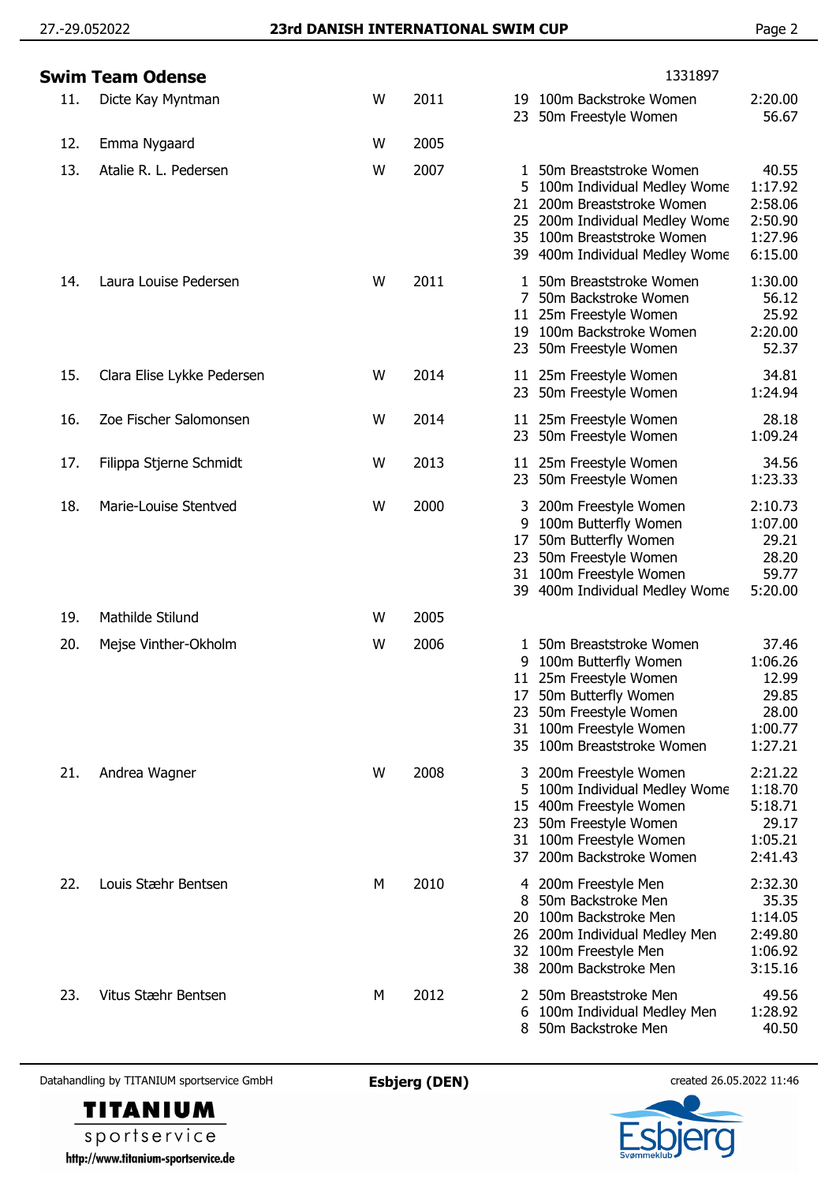## Swim Team Odense

1331897

| No. | Name | Sex | Year | Event | Event name | Time |
|---|---|---|---|---|---|---|
| 11. | Dicte Kay Myntman | W | 2011 | 19 | 100m Backstroke Women | 2:20.00 |
| | | | | 23 | 50m Freestyle Women | 56.67 |
| 12. | Emma Nygaard | W | 2005 | | | |
| 13. | Atalie R. L. Pedersen | W | 2007 | 1 | 50m Breaststroke Women | 40.55 |
| | | | | 5 | 100m Individual Medley Wome | 1:17.92 |
| | | | | 21 | 200m Breaststroke Women | 2:58.06 |
| | | | | 25 | 200m Individual Medley Wome | 2:50.90 |
| | | | | 35 | 100m Breaststroke Women | 1:27.96 |
| | | | | 39 | 400m Individual Medley Wome | 6:15.00 |
| 14. | Laura Louise Pedersen | W | 2011 | 1 | 50m Breaststroke Women | 1:30.00 |
| | | | | 7 | 50m Backstroke Women | 56.12 |
| | | | | 11 | 25m Freestyle Women | 25.92 |
| | | | | 19 | 100m Backstroke Women | 2:20.00 |
| | | | | 23 | 50m Freestyle Women | 52.37 |
| 15. | Clara Elise Lykke Pedersen | W | 2014 | 11 | 25m Freestyle Women | 34.81 |
| | | | | 23 | 50m Freestyle Women | 1:24.94 |
| 16. | Zoe Fischer Salomonsen | W | 2014 | 11 | 25m Freestyle Women | 28.18 |
| | | | | 23 | 50m Freestyle Women | 1:09.24 |
| 17. | Filippa Stjerne Schmidt | W | 2013 | 11 | 25m Freestyle Women | 34.56 |
| | | | | 23 | 50m Freestyle Women | 1:23.33 |
| 18. | Marie-Louise Stentved | W | 2000 | 3 | 200m Freestyle Women | 2:10.73 |
| | | | | 9 | 100m Butterfly Women | 1:07.00 |
| | | | | 17 | 50m Butterfly Women | 29.21 |
| | | | | 23 | 50m Freestyle Women | 28.20 |
| | | | | 31 | 100m Freestyle Women | 59.77 |
| | | | | 39 | 400m Individual Medley Wome | 5:20.00 |
| 19. | Mathilde Stilund | W | 2005 | | | |
| 20. | Mejse Vinther-Okholm | W | 2006 | 1 | 50m Breaststroke Women | 37.46 |
| | | | | 9 | 100m Butterfly Women | 1:06.26 |
| | | | | 11 | 25m Freestyle Women | 12.99 |
| | | | | 17 | 50m Butterfly Women | 29.85 |
| | | | | 23 | 50m Freestyle Women | 28.00 |
| | | | | 31 | 100m Freestyle Women | 1:00.77 |
| | | | | 35 | 100m Breaststroke Women | 1:27.21 |
| 21. | Andrea Wagner | W | 2008 | 3 | 200m Freestyle Women | 2:21.22 |
| | | | | 5 | 100m Individual Medley Wome | 1:18.70 |
| | | | | 15 | 400m Freestyle Women | 5:18.71 |
| | | | | 23 | 50m Freestyle Women | 29.17 |
| | | | | 31 | 100m Freestyle Women | 1:05.21 |
| | | | | 37 | 200m Backstroke Women | 2:41.43 |
| 22. | Louis Stæhr Bentsen | M | 2010 | 4 | 200m Freestyle Men | 2:32.30 |
| | | | | 8 | 50m Backstroke Men | 35.35 |
| | | | | 20 | 100m Backstroke Men | 1:14.05 |
| | | | | 26 | 200m Individual Medley Men | 2:49.80 |
| | | | | 32 | 100m Freestyle Men | 1:06.92 |
| | | | | 38 | 200m Backstroke Men | 3:15.16 |
| 23. | Vitus Stæhr Bentsen | M | 2012 | 2 | 50m Breaststroke Men | 49.56 |
| | | | | 6 | 100m Individual Medley Men | 1:28.92 |
| | | | | 8 | 50m Backstroke Men | 40.50 |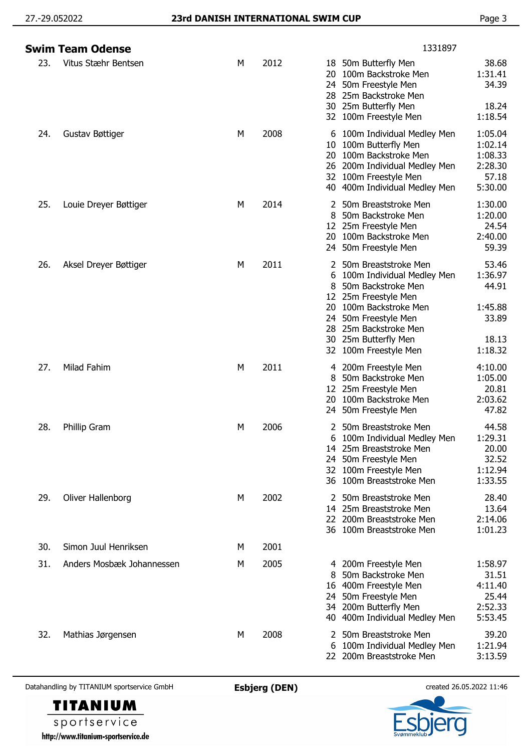## Swim Team Odense

1331897

| No. | Name | Sex | Year | Event | Event name | Time |
|---|---|---|---|---|---|---|
| 23. | Vitus Stæhr Bentsen | M | 2012 | 18 | 50m Butterfly Men | 38.68 |
| | | | | 20 | 100m Backstroke Men | 1:31.41 |
| | | | | 24 | 50m Freestyle Men | 34.39 |
| | | | | 28 | 25m Backstroke Men | |
| | | | | 30 | 25m Butterfly Men | 18.24 |
| | | | | 32 | 100m Freestyle Men | 1:18.54 |
| 24. | Gustav Bøttiger | M | 2008 | 6 | 100m Individual Medley Men | 1:05.04 |
| | | | | 10 | 100m Butterfly Men | 1:02.14 |
| | | | | 20 | 100m Backstroke Men | 1:08.33 |
| | | | | 26 | 200m Individual Medley Men | 2:28.30 |
| | | | | 32 | 100m Freestyle Men | 57.18 |
| | | | | 40 | 400m Individual Medley Men | 5:30.00 |
| 25. | Louie Dreyer Bøttiger | M | 2014 | 2 | 50m Breaststroke Men | 1:30.00 |
| | | | | 8 | 50m Backstroke Men | 1:20.00 |
| | | | | 12 | 25m Freestyle Men | 24.54 |
| | | | | 20 | 100m Backstroke Men | 2:40.00 |
| | | | | 24 | 50m Freestyle Men | 59.39 |
| 26. | Aksel Dreyer Bøttiger | M | 2011 | 2 | 50m Breaststroke Men | 53.46 |
| | | | | 6 | 100m Individual Medley Men | 1:36.97 |
| | | | | 8 | 50m Backstroke Men | 44.91 |
| | | | | 12 | 25m Freestyle Men | |
| | | | | 20 | 100m Backstroke Men | 1:45.88 |
| | | | | 24 | 50m Freestyle Men | 33.89 |
| | | | | 28 | 25m Backstroke Men | |
| | | | | 30 | 25m Butterfly Men | 18.13 |
| | | | | 32 | 100m Freestyle Men | 1:18.32 |
| 27. | Milad Fahim | M | 2011 | 4 | 200m Freestyle Men | 4:10.00 |
| | | | | 8 | 50m Backstroke Men | 1:05.00 |
| | | | | 12 | 25m Freestyle Men | 20.81 |
| | | | | 20 | 100m Backstroke Men | 2:03.62 |
| | | | | 24 | 50m Freestyle Men | 47.82 |
| 28. | Phillip Gram | M | 2006 | 2 | 50m Breaststroke Men | 44.58 |
| | | | | 6 | 100m Individual Medley Men | 1:29.31 |
| | | | | 14 | 25m Breaststroke Men | 20.00 |
| | | | | 24 | 50m Freestyle Men | 32.52 |
| | | | | 32 | 100m Freestyle Men | 1:12.94 |
| | | | | 36 | 100m Breaststroke Men | 1:33.55 |
| 29. | Oliver Hallenborg | M | 2002 | 2 | 50m Breaststroke Men | 28.40 |
| | | | | 14 | 25m Breaststroke Men | 13.64 |
| | | | | 22 | 200m Breaststroke Men | 2:14.06 |
| | | | | 36 | 100m Breaststroke Men | 1:01.23 |
| 30. | Simon Juul Henriksen | M | 2001 | | | |
| 31. | Anders Mosbæk Johannessen | M | 2005 | 4 | 200m Freestyle Men | 1:58.97 |
| | | | | 8 | 50m Backstroke Men | 31.51 |
| | | | | 16 | 400m Freestyle Men | 4:11.40 |
| | | | | 24 | 50m Freestyle Men | 25.44 |
| | | | | 34 | 200m Butterfly Men | 2:52.33 |
| | | | | 40 | 400m Individual Medley Men | 5:53.45 |
| 32. | Mathias Jørgensen | M | 2008 | 2 | 50m Breaststroke Men | 39.20 |
| | | | | 6 | 100m Individual Medley Men | 1:21.94 |
| | | | | 22 | 200m Breaststroke Men | 3:13.59 |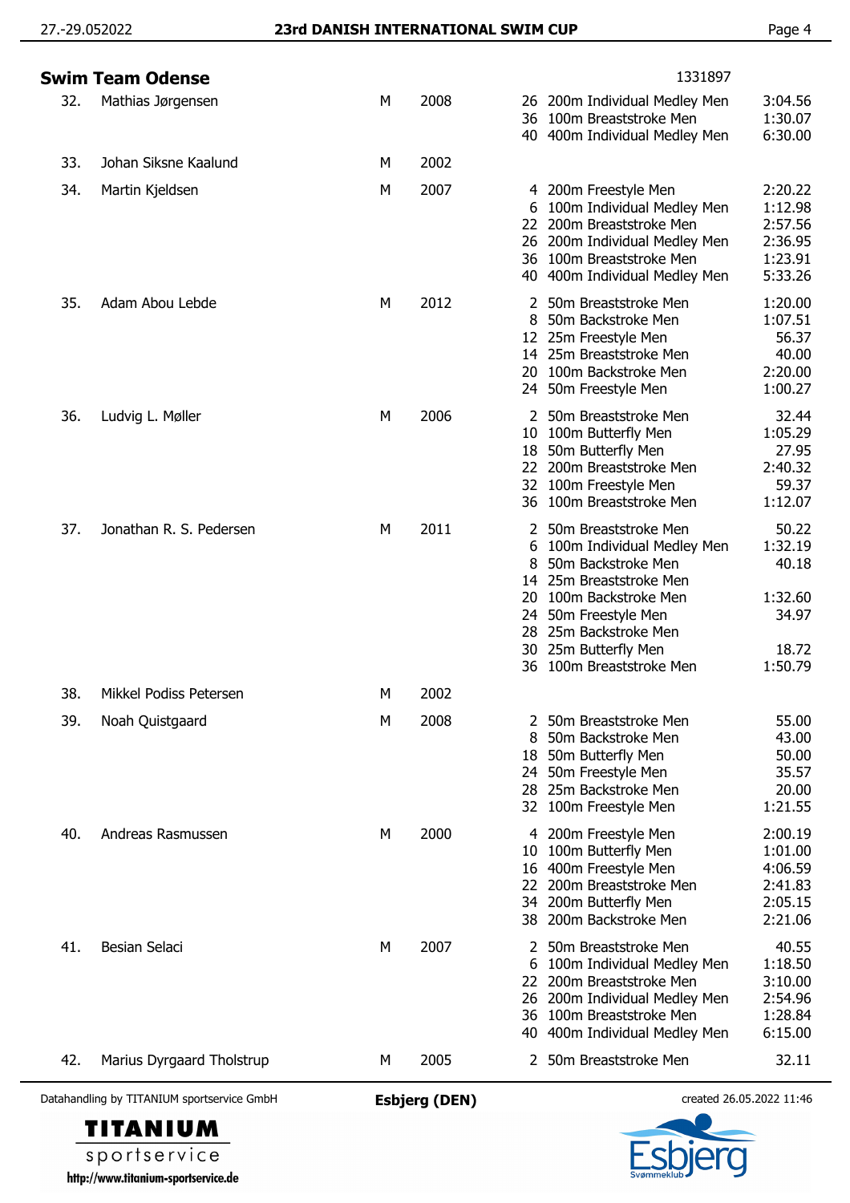## Swim Team Odense

1331897

| No. | Name | Sex | Year | Event | Discipline | Time |
|---|---|---|---|---|---|---|
| 32. | Mathias Jørgensen | M | 2008 | 26 | 200m Individual Medley Men | 3:04.56 |
| | | | | 36 | 100m Breaststroke Men | 1:30.07 |
| | | | | 40 | 400m Individual Medley Men | 6:30.00 |
| 33. | Johan Siksne Kaalund | M | 2002 | | | |
| 34. | Martin Kjeldsen | M | 2007 | 4 | 200m Freestyle Men | 2:20.22 |
| | | | | 6 | 100m Individual Medley Men | 1:12.98 |
| | | | | 22 | 200m Breaststroke Men | 2:57.56 |
| | | | | 26 | 200m Individual Medley Men | 2:36.95 |
| | | | | 36 | 100m Breaststroke Men | 1:23.91 |
| | | | | 40 | 400m Individual Medley Men | 5:33.26 |
| 35. | Adam Abou Lebde | M | 2012 | 2 | 50m Breaststroke Men | 1:20.00 |
| | | | | 8 | 50m Backstroke Men | 1:07.51 |
| | | | | 12 | 25m Freestyle Men | 56.37 |
| | | | | 14 | 25m Breaststroke Men | 40.00 |
| | | | | 20 | 100m Backstroke Men | 2:20.00 |
| | | | | 24 | 50m Freestyle Men | 1:00.27 |
| 36. | Ludvig L. Møller | M | 2006 | 2 | 50m Breaststroke Men | 32.44 |
| | | | | 10 | 100m Butterfly Men | 1:05.29 |
| | | | | 18 | 50m Butterfly Men | 27.95 |
| | | | | 22 | 200m Breaststroke Men | 2:40.32 |
| | | | | 32 | 100m Freestyle Men | 59.37 |
| | | | | 36 | 100m Breaststroke Men | 1:12.07 |
| 37. | Jonathan R. S. Pedersen | M | 2011 | 2 | 50m Breaststroke Men | 50.22 |
| | | | | 6 | 100m Individual Medley Men | 1:32.19 |
| | | | | 8 | 50m Backstroke Men | 40.18 |
| | | | | 14 | 25m Breaststroke Men | |
| | | | | 20 | 100m Backstroke Men | 1:32.60 |
| | | | | 24 | 50m Freestyle Men | 34.97 |
| | | | | 28 | 25m Backstroke Men | |
| | | | | 30 | 25m Butterfly Men | 18.72 |
| | | | | 36 | 100m Breaststroke Men | 1:50.79 |
| 38. | Mikkel Podiss Petersen | M | 2002 | | | |
| 39. | Noah Quistgaard | M | 2008 | 2 | 50m Breaststroke Men | 55.00 |
| | | | | 8 | 50m Backstroke Men | 43.00 |
| | | | | 18 | 50m Butterfly Men | 50.00 |
| | | | | 24 | 50m Freestyle Men | 35.57 |
| | | | | 28 | 25m Backstroke Men | 20.00 |
| | | | | 32 | 100m Freestyle Men | 1:21.55 |
| 40. | Andreas Rasmussen | M | 2000 | 4 | 200m Freestyle Men | 2:00.19 |
| | | | | 10 | 100m Butterfly Men | 1:01.00 |
| | | | | 16 | 400m Freestyle Men | 4:06.59 |
| | | | | 22 | 200m Breaststroke Men | 2:41.83 |
| | | | | 34 | 200m Butterfly Men | 2:05.15 |
| | | | | 38 | 200m Backstroke Men | 2:21.06 |
| 41. | Besian Selaci | M | 2007 | 2 | 50m Breaststroke Men | 40.55 |
| | | | | 6 | 100m Individual Medley Men | 1:18.50 |
| | | | | 22 | 200m Breaststroke Men | 3:10.00 |
| | | | | 26 | 200m Individual Medley Men | 2:54.96 |
| | | | | 36 | 100m Breaststroke Men | 1:28.84 |
| | | | | 40 | 400m Individual Medley Men | 6:15.00 |
| 42. | Marius Dyrgaard Tholstrup | M | 2005 | 2 | 50m Breaststroke Men | 32.11 |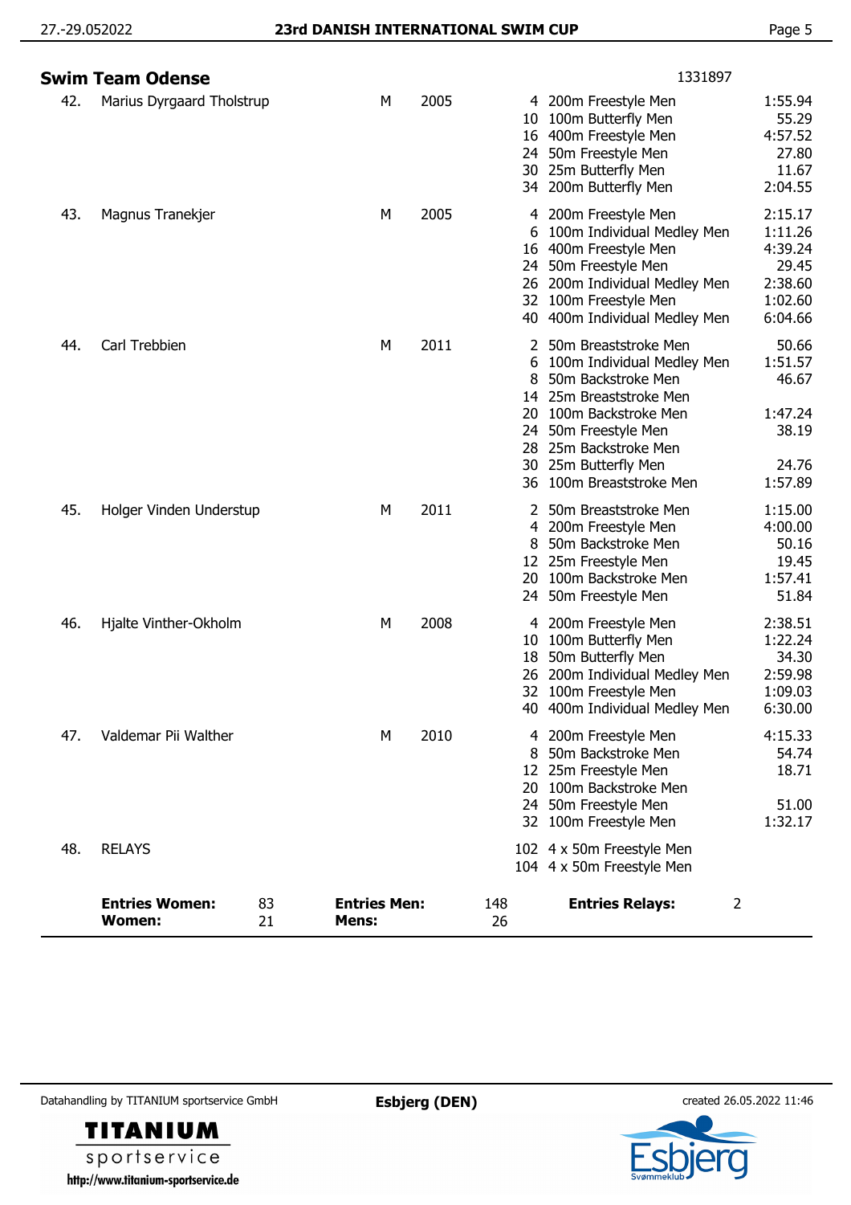## Swim Team Odense

1331897

| | | | | | | |
|---|---|---|---|---|---|---|
| 42. | Marius Dyrgaard Tholstrup | M | 2005 | 4 | 200m Freestyle Men | 1:55.94 |
| | | | | 10 | 100m Butterfly Men | 55.29 |
| | | | | 16 | 400m Freestyle Men | 4:57.52 |
| | | | | 24 | 50m Freestyle Men | 27.80 |
| | | | | 30 | 25m Butterfly Men | 11.67 |
| | | | | 34 | 200m Butterfly Men | 2:04.55 |
| 43. | Magnus Tranekjer | M | 2005 | 4 | 200m Freestyle Men | 2:15.17 |
| | | | | 6 | 100m Individual Medley Men | 1:11.26 |
| | | | | 16 | 400m Freestyle Men | 4:39.24 |
| | | | | 24 | 50m Freestyle Men | 29.45 |
| | | | | 26 | 200m Individual Medley Men | 2:38.60 |
| | | | | 32 | 100m Freestyle Men | 1:02.60 |
| | | | | 40 | 400m Individual Medley Men | 6:04.66 |
| 44. | Carl Trebbien | M | 2011 | 2 | 50m Breaststroke Men | 50.66 |
| | | | | 6 | 100m Individual Medley Men | 1:51.57 |
| | | | | 8 | 50m Backstroke Men | 46.67 |
| | | | | 14 | 25m Breaststroke Men | |
| | | | | 20 | 100m Backstroke Men | 1:47.24 |
| | | | | 24 | 50m Freestyle Men | 38.19 |
| | | | | 28 | 25m Backstroke Men | |
| | | | | 30 | 25m Butterfly Men | 24.76 |
| | | | | 36 | 100m Breaststroke Men | 1:57.89 |
| 45. | Holger Vinden Understup | M | 2011 | 2 | 50m Breaststroke Men | 1:15.00 |
| | | | | 4 | 200m Freestyle Men | 4:00.00 |
| | | | | 8 | 50m Backstroke Men | 50.16 |
| | | | | 12 | 25m Freestyle Men | 19.45 |
| | | | | 20 | 100m Backstroke Men | 1:57.41 |
| | | | | 24 | 50m Freestyle Men | 51.84 |
| 46. | Hjalte Vinther-Okholm | M | 2008 | 4 | 200m Freestyle Men | 2:38.51 |
| | | | | 10 | 100m Butterfly Men | 1:22.24 |
| | | | | 18 | 50m Butterfly Men | 34.30 |
| | | | | 26 | 200m Individual Medley Men | 2:59.98 |
| | | | | 32 | 100m Freestyle Men | 1:09.03 |
| | | | | 40 | 400m Individual Medley Men | 6:30.00 |
| 47. | Valdemar Pii Walther | M | 2010 | 4 | 200m Freestyle Men | 4:15.33 |
| | | | | 8 | 50m Backstroke Men | 54.74 |
| | | | | 12 | 25m Freestyle Men | 18.71 |
| | | | | 20 | 100m Backstroke Men | |
| | | | | 24 | 50m Freestyle Men | 51.00 |
| | | | | 32 | 100m Freestyle Men | 1:32.17 |
| 48. | RELAYS | | | 102 | 4 x 50m Freestyle Men | |
| | | | | 104 | 4 x 50m Freestyle Men | |

| | | | | | |
|---|---|---|---|---|---|
| **Entries Women:** | 83 | **Entries Men:** | 148 | **Entries Relays:** | 2 |
| **Women:** | 21 | **Mens:** | 26 | | |